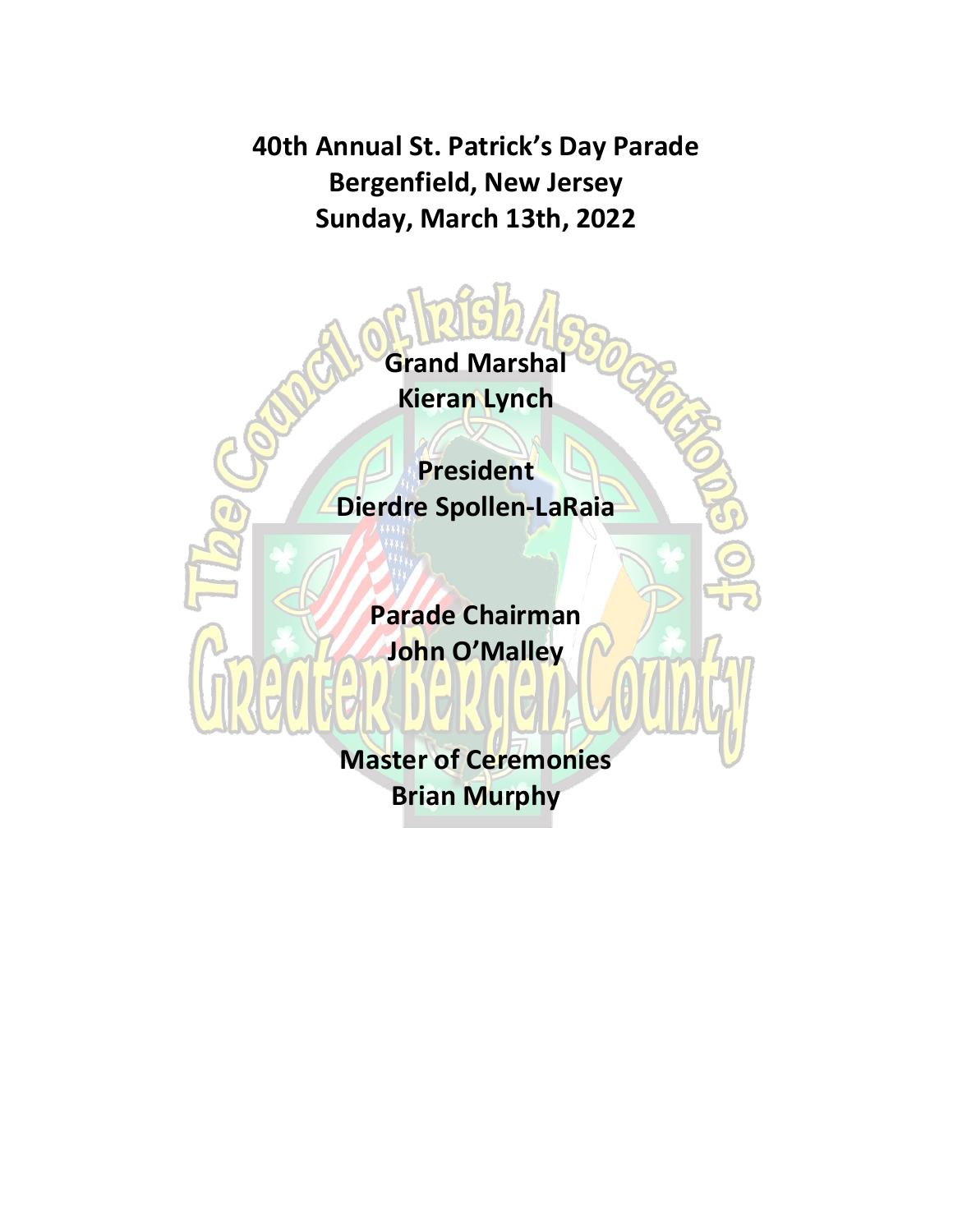# 40th Annual St. Patrick's Day Parade
# Bergenfield, New Jersey
# Sunday, March 13th, 2022

The Council of Irish Associations of Greater Bergen County

**Grand Marshal**
**Kieran Lynch**

**President**
**Dierdre Spollen-LaRaia**

**Parade Chairman**
**John O'Malley**

**Master of Ceremonies**
**Brian Murphy**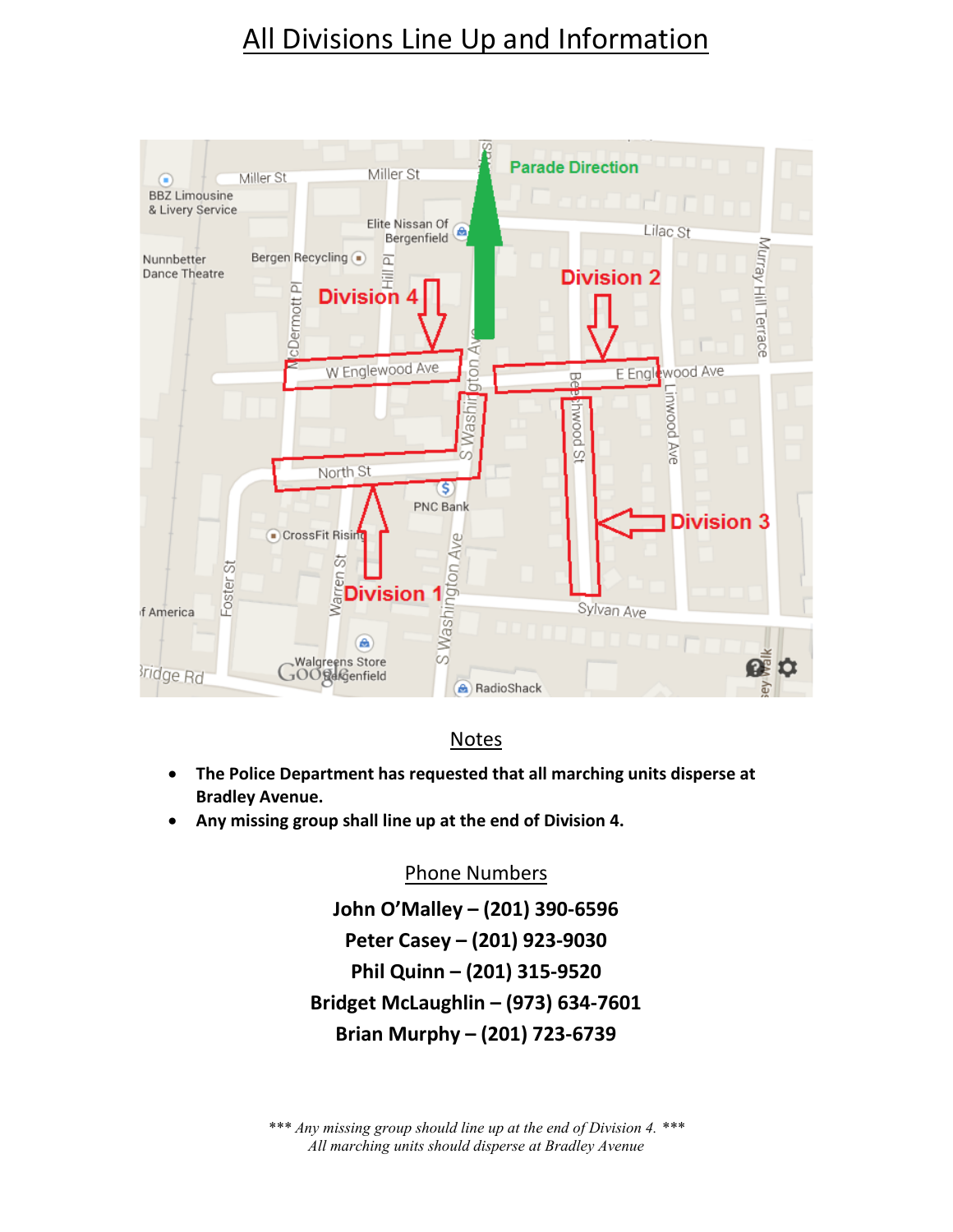# All Divisions Line Up and Information

## Notes

- **The Police Department has requested that all marching units disperse at Bradley Avenue.**
- **Any missing group shall line up at the end of Division 4.**

## Phone Numbers

**John O'Malley – (201) 390-6596**
**Peter Casey – (201) 923-9030**
**Phil Quinn – (201) 315-9520**
**Bridget McLaughlin – (973) 634-7601**
**Brian Murphy – (201) 723-6739**

*\*\*\* Any missing group should line up at the end of Division 4. \*\*\**
*All marching units should disperse at Bradley Avenue*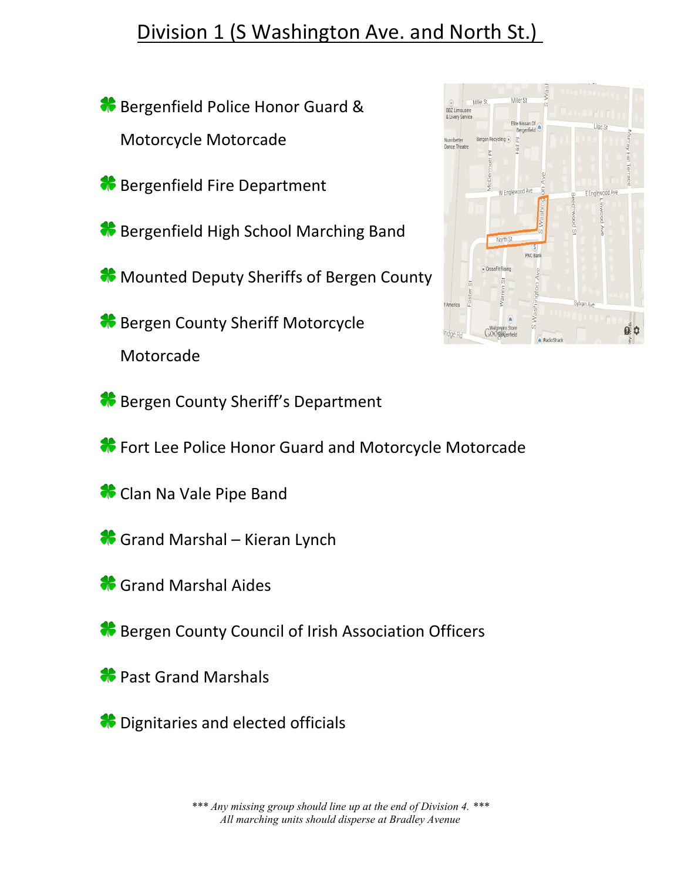# Division 1 (S Washington Ave. and North St.)

- Bergenfield Police Honor Guard & Motorcycle Motorcade
- Bergenfield Fire Department
- Bergenfield High School Marching Band
- Mounted Deputy Sheriffs of Bergen County
- Bergen County Sheriff Motorcycle Motorcade
- Bergen County Sheriff's Department
- Fort Lee Police Honor Guard and Motorcycle Motorcade
- Clan Na Vale Pipe Band
- Grand Marshal – Kieran Lynch
- Grand Marshal Aides
- Bergen County Council of Irish Association Officers
- Past Grand Marshals
- Dignitaries and elected officials

*\*\*\* Any missing group should line up at the end of Division 4. \*\*\**
*All marching units should disperse at Bradley Avenue*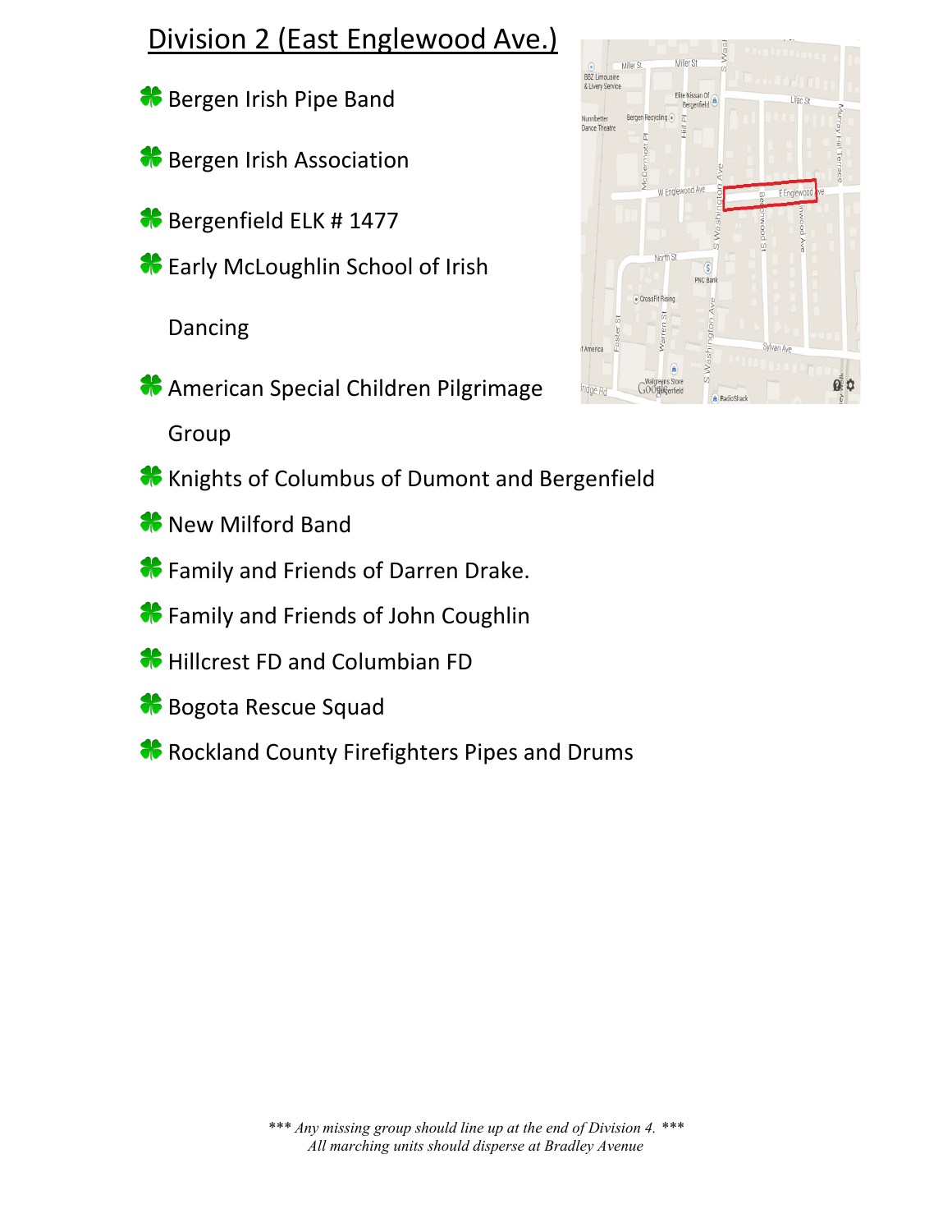## Division 2 (East Englewood Ave.)

- Bergen Irish Pipe Band
- Bergen Irish Association
- Bergenfield ELK # 1477
- Early McLoughlin School of Irish Dancing
- American Special Children Pilgrimage Group
- Knights of Columbus of Dumont and Bergenfield
- New Milford Band
- Family and Friends of Darren Drake.
- Family and Friends of John Coughlin
- Hillcrest FD and Columbian FD
- Bogota Rescue Squad
- Rockland County Firefighters Pipes and Drums

*\*\*\* Any missing group should line up at the end of Division 4. \*\*\**
*All marching units should disperse at Bradley Avenue*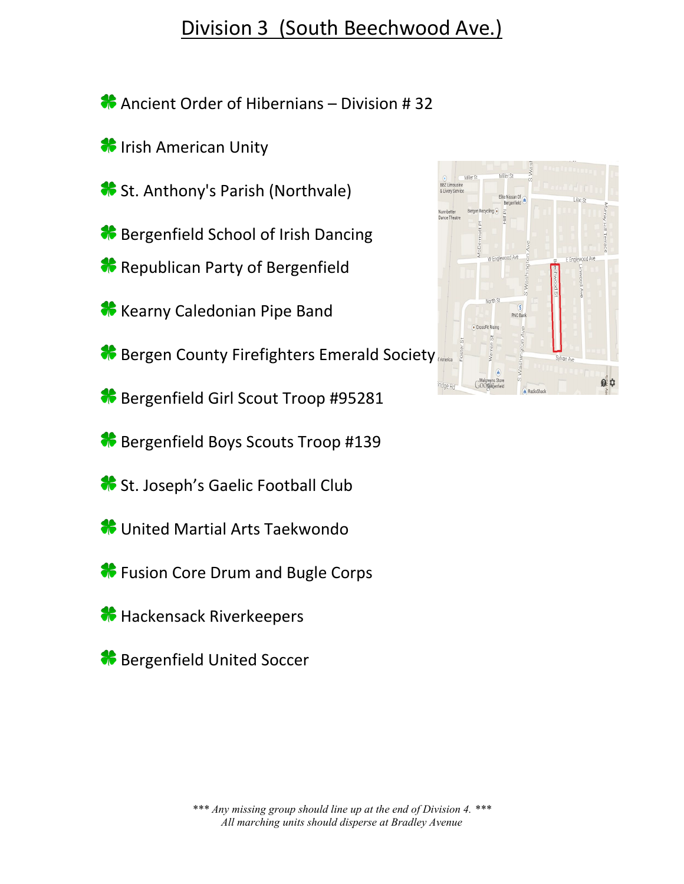# Division 3 (South Beechwood Ave.)

- Ancient Order of Hibernians – Division # 32
- Irish American Unity
- St. Anthony's Parish (Northvale)
- Bergenfield School of Irish Dancing
- Republican Party of Bergenfield
- Kearny Caledonian Pipe Band
- Bergen County Firefighters Emerald Society
- Bergenfield Girl Scout Troop #95281
- Bergenfield Boys Scouts Troop #139
- St. Joseph's Gaelic Football Club
- United Martial Arts Taekwondo
- Fusion Core Drum and Bugle Corps
- Hackensack Riverkeepers
- Bergenfield United Soccer

*\*\*\* Any missing group should line up at the end of Division 4. \*\*\**
*All marching units should disperse at Bradley Avenue*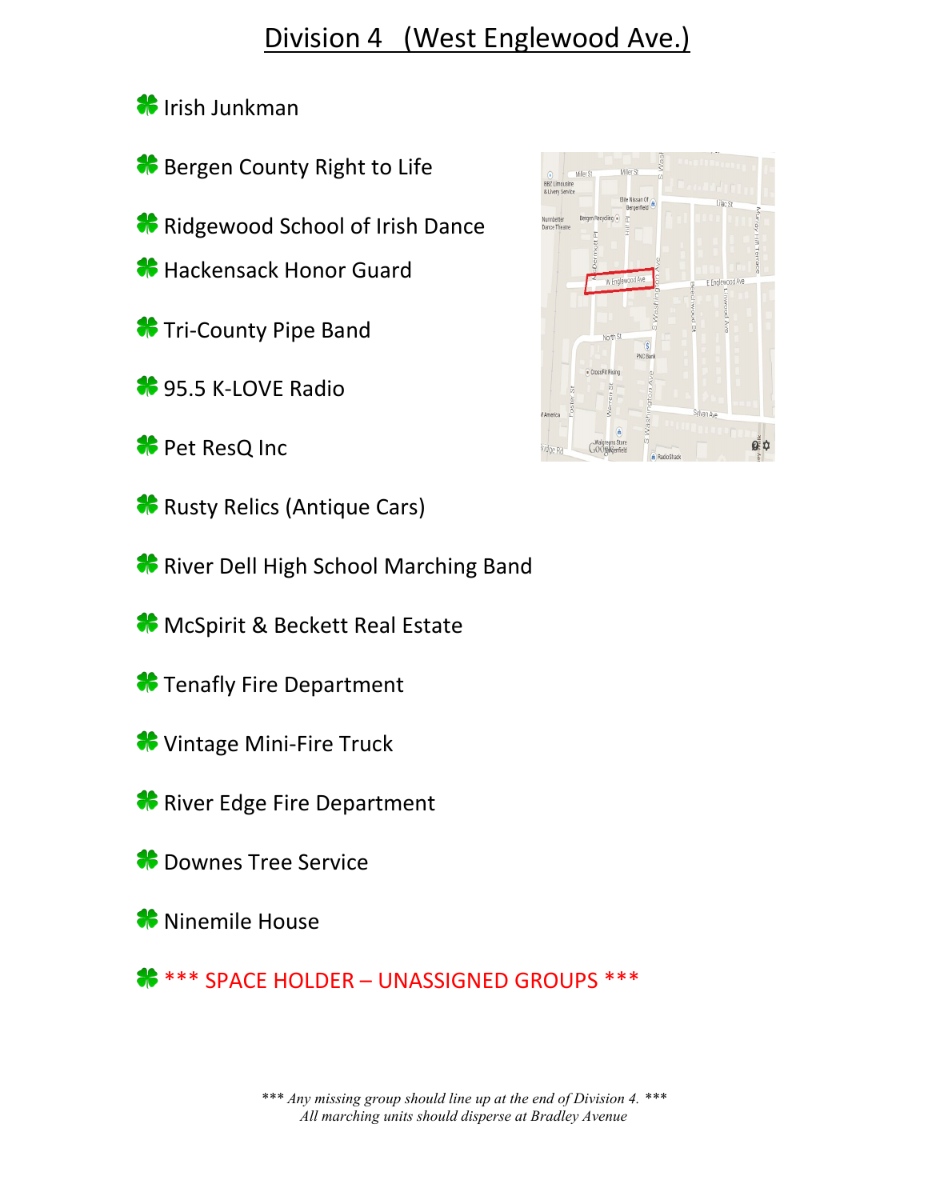# Division 4 (West Englewood Ave.)

- Irish Junkman
- Bergen County Right to Life
- Ridgewood School of Irish Dance
- Hackensack Honor Guard
- Tri-County Pipe Band
- 95.5 K-LOVE Radio
- Pet ResQ Inc
- Rusty Relics (Antique Cars)
- River Dell High School Marching Band
- McSpirit & Beckett Real Estate
- Tenafly Fire Department
- Vintage Mini-Fire Truck
- River Edge Fire Department
- Downes Tree Service
- Ninemile House
- *** SPACE HOLDER – UNASSIGNED GROUPS ***

*\*\*\* Any missing group should line up at the end of Division 4. \*\*\**
*All marching units should disperse at Bradley Avenue*